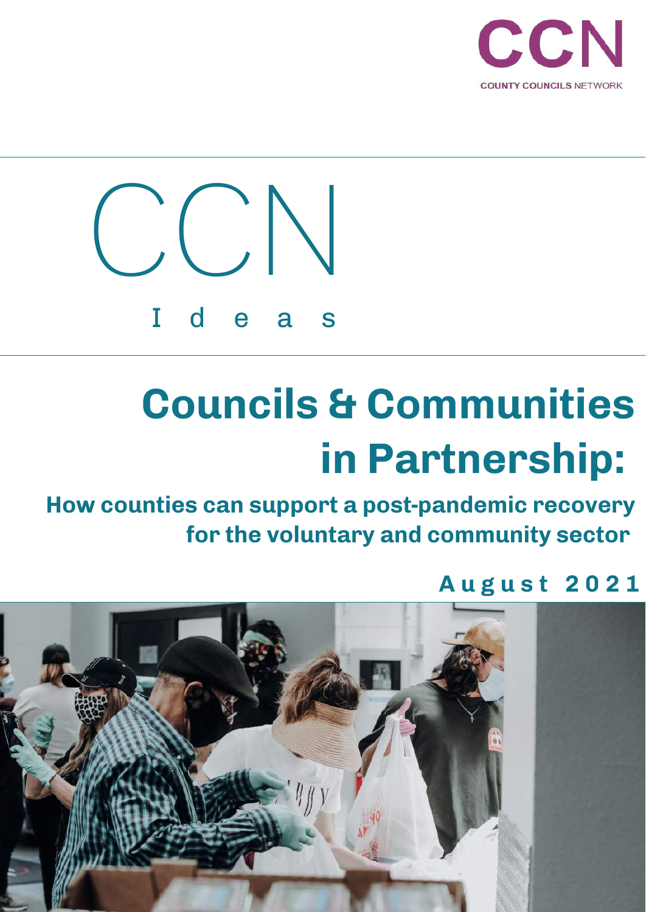CCN

COUNTY COUNCILS NETWORK

CCN

Ideas

# Councils & Communities in Partnership:

## How counties can support a post-pandemic recovery for the voluntary and community sector

**August 2021**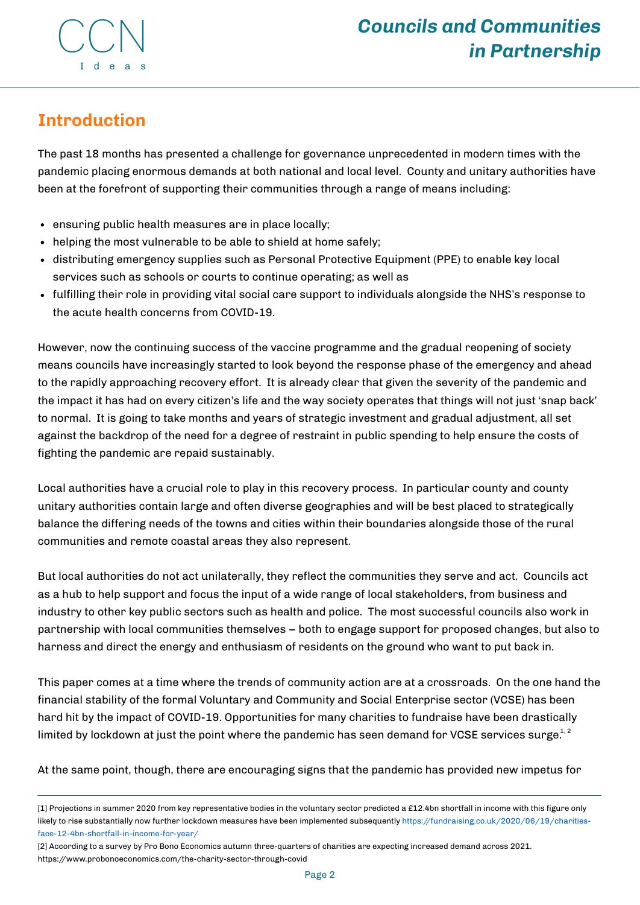## Introduction

The past 18 months has presented a challenge for governance unprecedented in modern times with the pandemic placing enormous demands at both national and local level. County and unitary authorities have been at the forefront of supporting their communities through a range of means including:

- ensuring public health measures are in place locally;
- helping the most vulnerable to be able to shield at home safely;
- distributing emergency supplies such as Personal Protective Equipment (PPE) to enable key local services such as schools or courts to continue operating; as well as
- fulfilling their role in providing vital social care support to individuals alongside the NHS's response to the acute health concerns from COVID-19.

However, now the continuing success of the vaccine programme and the gradual reopening of society means councils have increasingly started to look beyond the response phase of the emergency and ahead to the rapidly approaching recovery effort. It is already clear that given the severity of the pandemic and the impact it has had on every citizen's life and the way society operates that things will not just 'snap back' to normal. It is going to take months and years of strategic investment and gradual adjustment, all set against the backdrop of the need for a degree of restraint in public spending to help ensure the costs of fighting the pandemic are repaid sustainably.

Local authorities have a crucial role to play in this recovery process. In particular county and county unitary authorities contain large and often diverse geographies and will be best placed to strategically balance the differing needs of the towns and cities within their boundaries alongside those of the rural communities and remote coastal areas they also represent.

But local authorities do not act unilaterally, they reflect the communities they serve and act. Councils act as a hub to help support and focus the input of a wide range of local stakeholders, from business and industry to other key public sectors such as health and police. The most successful councils also work in partnership with local communities themselves – both to engage support for proposed changes, but also to harness and direct the energy and enthusiasm of residents on the ground who want to put back in.

This paper comes at a time where the trends of community action are at a crossroads. On the one hand the financial stability of the formal Voluntary and Community and Social Enterprise sector (VCSE) has been hard hit by the impact of COVID-19. Opportunities for many charities to fundraise have been drastically limited by lockdown at just the point where the pandemic has seen demand for VCSE services surge.[1, 2]

At the same point, though, there are encouraging signs that the pandemic has provided new impetus for

---

[1] Projections in summer 2020 from key representative bodies in the voluntary sector predicted a £12.4bn shortfall in income with this figure only likely to rise substantially now further lockdown measures have been implemented subsequently https://fundraising.co.uk/2020/06/19/charities-face-12-4bn-shortfall-in-income-for-year/

[2] According to a survey by Pro Bono Economics autumn three-quarters of charities are expecting increased demand across 2021. https://www.probonoeconomics.com/the-charity-sector-through-covid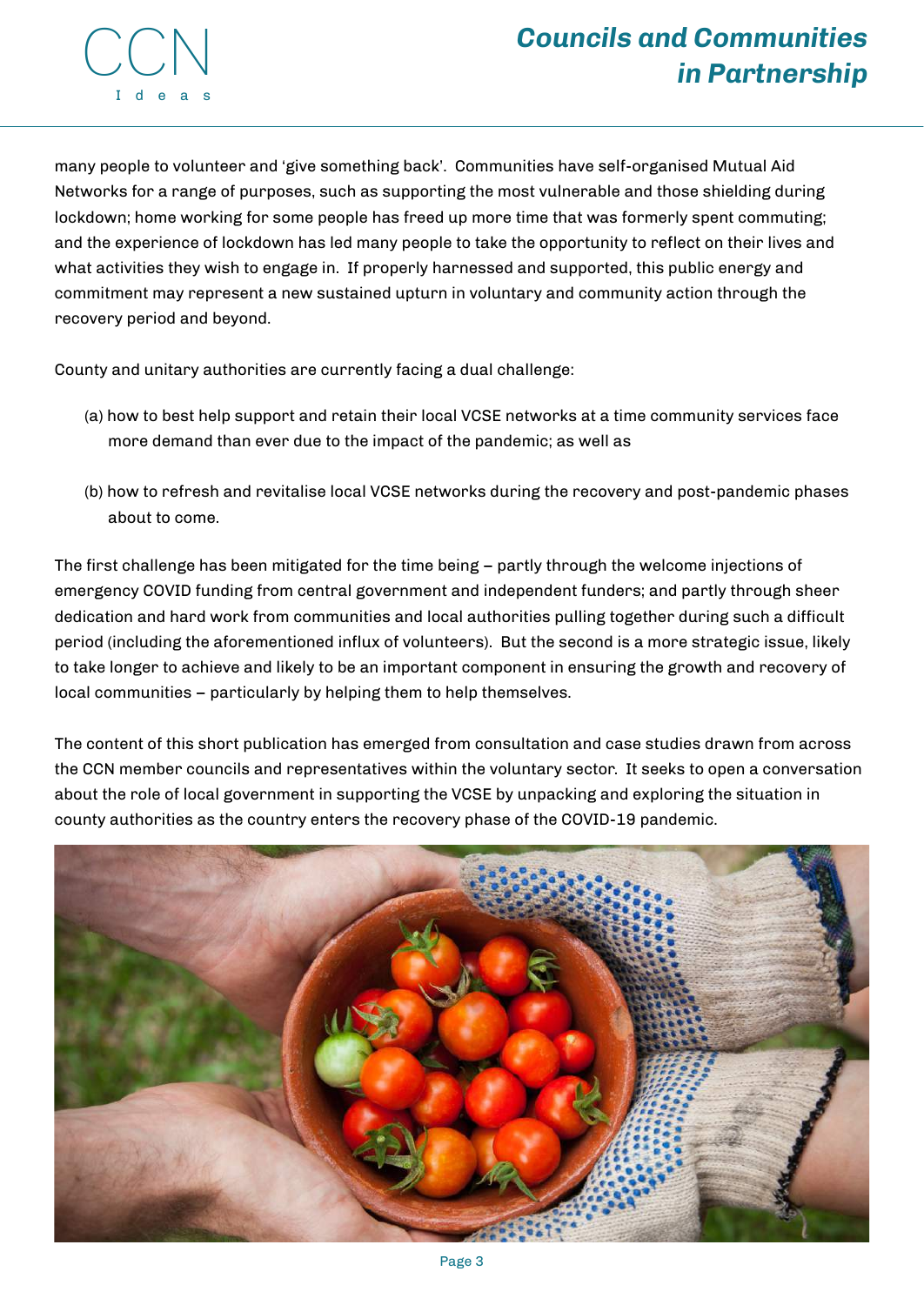many people to volunteer and 'give something back'. Communities have self-organised Mutual Aid Networks for a range of purposes, such as supporting the most vulnerable and those shielding during lockdown; home working for some people has freed up more time that was formerly spent commuting; and the experience of lockdown has led many people to take the opportunity to reflect on their lives and what activities they wish to engage in. If properly harnessed and supported, this public energy and commitment may represent a new sustained upturn in voluntary and community action through the recovery period and beyond.

County and unitary authorities are currently facing a dual challenge:

(a) how to best help support and retain their local VCSE networks at a time community services face more demand than ever due to the impact of the pandemic; as well as

(b) how to refresh and revitalise local VCSE networks during the recovery and post-pandemic phases about to come.

The first challenge has been mitigated for the time being – partly through the welcome injections of emergency COVID funding from central government and independent funders; and partly through sheer dedication and hard work from communities and local authorities pulling together during such a difficult period (including the aforementioned influx of volunteers). But the second is a more strategic issue, likely to take longer to achieve and likely to be an important component in ensuring the growth and recovery of local communities – particularly by helping them to help themselves.

The content of this short publication has emerged from consultation and case studies drawn from across the CCN member councils and representatives within the voluntary sector. It seeks to open a conversation about the role of local government in supporting the VCSE by unpacking and exploring the situation in county authorities as the country enters the recovery phase of the COVID-19 pandemic.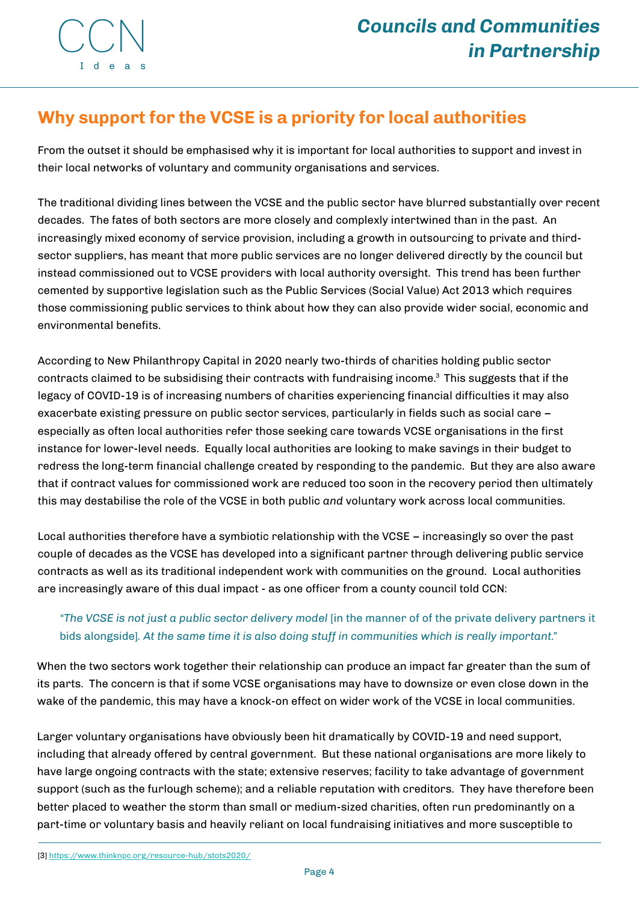## Why support for the VCSE is a priority for local authorities

From the outset it should be emphasised why it is important for local authorities to support and invest in their local networks of voluntary and community organisations and services.

The traditional dividing lines between the VCSE and the public sector have blurred substantially over recent decades. The fates of both sectors are more closely and complexly intertwined than in the past. An increasingly mixed economy of service provision, including a growth in outsourcing to private and third-sector suppliers, has meant that more public services are no longer delivered directly by the council but instead commissioned out to VCSE providers with local authority oversight. This trend has been further cemented by supportive legislation such as the Public Services (Social Value) Act 2013 which requires those commissioning public services to think about how they can also provide wider social, economic and environmental benefits.

According to New Philanthropy Capital in 2020 nearly two-thirds of charities holding public sector contracts claimed to be subsidising their contracts with fundraising income.[3] This suggests that if the legacy of COVID-19 is of increasing numbers of charities experiencing financial difficulties it may also exacerbate existing pressure on public sector services, particularly in fields such as social care – especially as often local authorities refer those seeking care towards VCSE organisations in the first instance for lower-level needs. Equally local authorities are looking to make savings in their budget to redress the long-term financial challenge created by responding to the pandemic. But they are also aware that if contract values for commissioned work are reduced too soon in the recovery period then ultimately this may destabilise the role of the VCSE in both public *and* voluntary work across local communities.

Local authorities therefore have a symbiotic relationship with the VCSE – increasingly so over the past couple of decades as the VCSE has developed into a significant partner through delivering public service contracts as well as its traditional independent work with communities on the ground. Local authorities are increasingly aware of this dual impact - as one officer from a county council told CCN:

> "*The VCSE is not just a public sector delivery model* [in the manner of of the private delivery partners it bids alongside]. *At the same time it is also doing stuff in communities which is really important*."

When the two sectors work together their relationship can produce an impact far greater than the sum of its parts. The concern is that if some VCSE organisations may have to downsize or even close down in the wake of the pandemic, this may have a knock-on effect on wider work of the VCSE in local communities.

Larger voluntary organisations have obviously been hit dramatically by COVID-19 and need support, including that already offered by central government. But these national organisations are more likely to have large ongoing contracts with the state; extensive reserves; facility to take advantage of government support (such as the furlough scheme); and a reliable reputation with creditors. They have therefore been better placed to weather the storm than small or medium-sized charities, often run predominantly on a part-time or voluntary basis and heavily reliant on local fundraising initiatives and more susceptible to

[3] https://www.thinknpc.org/resource-hub/stots2020/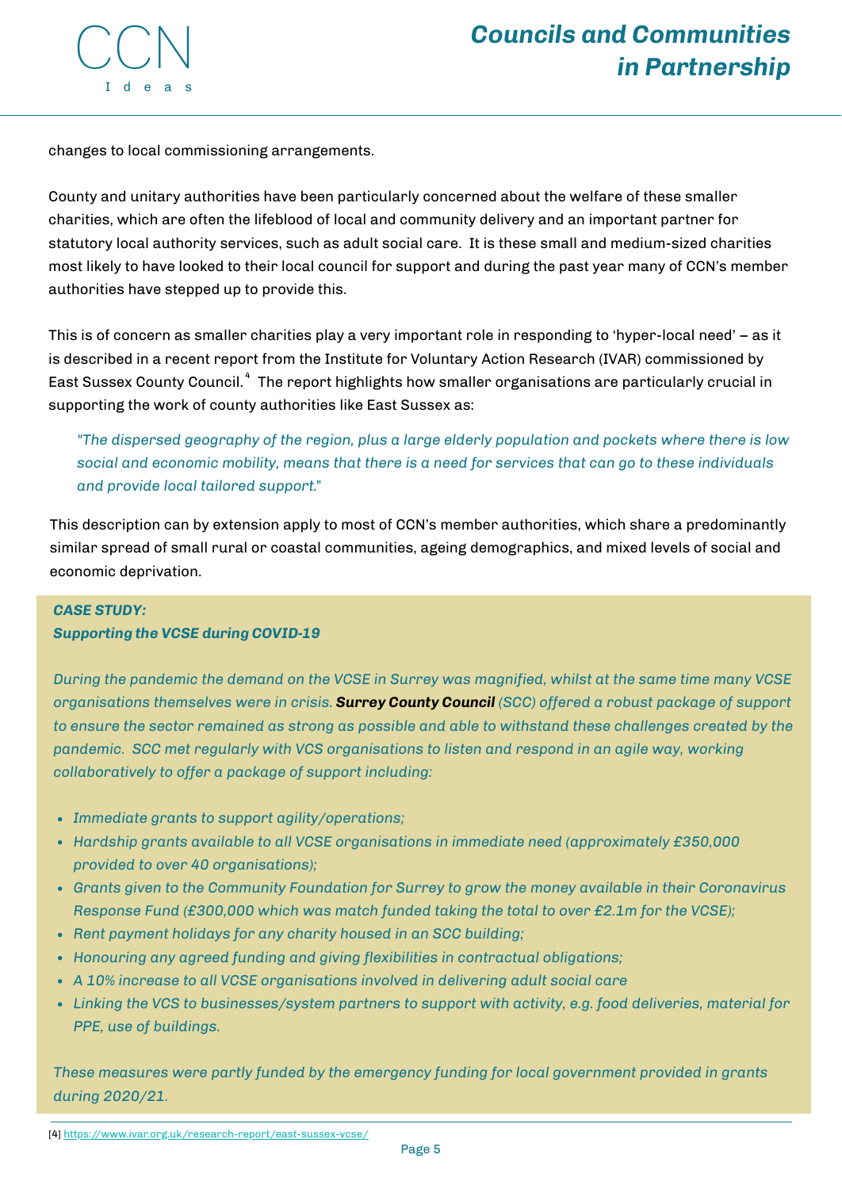changes to local commissioning arrangements.

County and unitary authorities have been particularly concerned about the welfare of these smaller charities, which are often the lifeblood of local and community delivery and an important partner for statutory local authority services, such as adult social care. It is these small and medium-sized charities most likely to have looked to their local council for support and during the past year many of CCN's member authorities have stepped up to provide this.

This is of concern as smaller charities play a very important role in responding to 'hyper-local need' – as it is described in a recent report from the Institute for Voluntary Action Research (IVAR) commissioned by East Sussex County Council.[4] The report highlights how smaller organisations are particularly crucial in supporting the work of county authorities like East Sussex as:

> *"The dispersed geography of the region, plus a large elderly population and pockets where there is low social and economic mobility, means that there is a need for services that can go to these individuals and provide local tailored support."*

This description can by extension apply to most of CCN's member authorities, which share a predominantly similar spread of small rural or coastal communities, ageing demographics, and mixed levels of social and economic deprivation.

***CASE STUDY:***
***Supporting the VCSE during COVID-19***

*During the pandemic the demand on the VCSE in Surrey was magnified, whilst at the same time many VCSE organisations themselves were in crisis.* ***Surrey County Council*** *(SCC) offered a robust package of support to ensure the sector remained as strong as possible and able to withstand these challenges created by the pandemic. SCC met regularly with VCS organisations to listen and respond in an agile way, working collaboratively to offer a package of support including:*

- *Immediate grants to support agility/operations;*
- *Hardship grants available to all VCSE organisations in immediate need (approximately £350,000 provided to over 40 organisations);*
- *Grants given to the Community Foundation for Surrey to grow the money available in their Coronavirus Response Fund (£300,000 which was match funded taking the total to over £2.1m for the VCSE);*
- *Rent payment holidays for any charity housed in an SCC building;*
- *Honouring any agreed funding and giving flexibilities in contractual obligations;*
- *A 10% increase to all VCSE organisations involved in delivering adult social care*
- *Linking the VCS to businesses/system partners to support with activity, e.g. food deliveries, material for PPE, use of buildings.*

*These measures were partly funded by the emergency funding for local government provided in grants during 2020/21.*

[4] https://www.ivar.org.uk/research-report/east-sussex-vcse/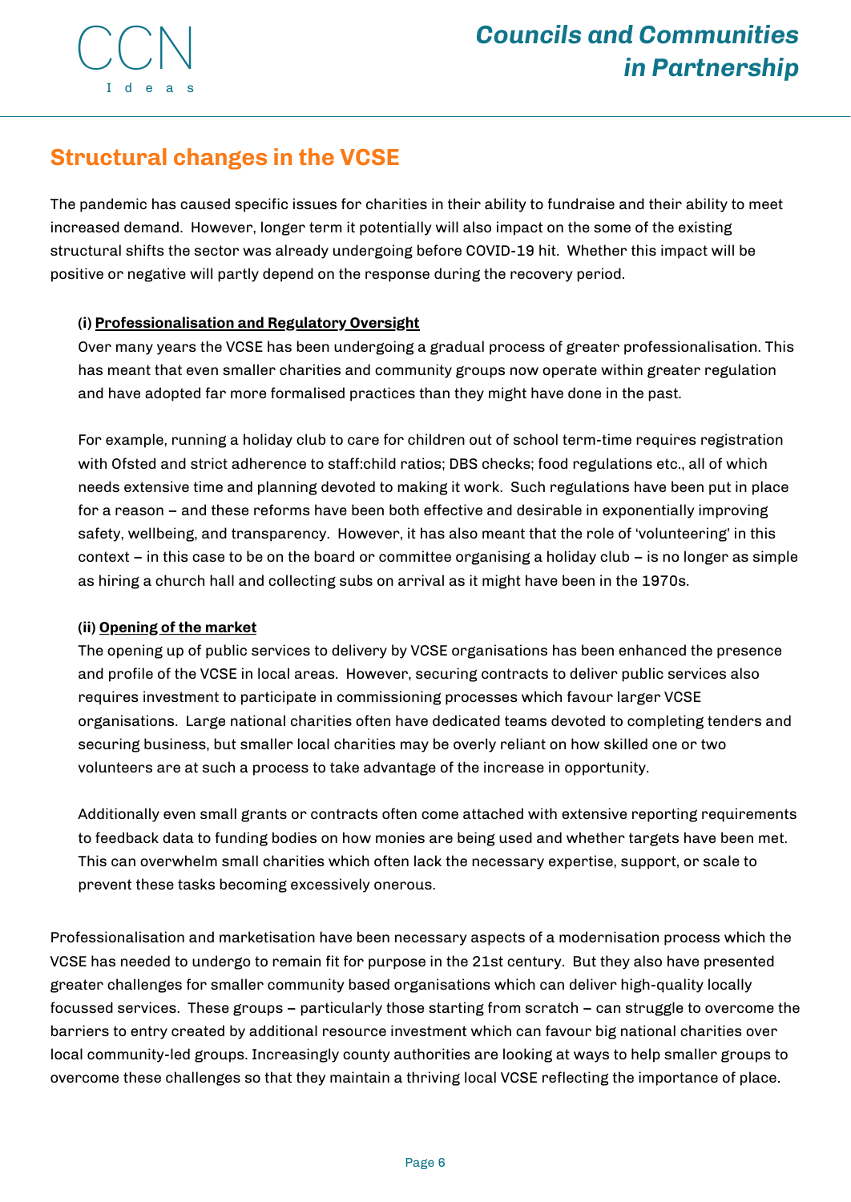## Structural changes in the VCSE

The pandemic has caused specific issues for charities in their ability to fundraise and their ability to meet increased demand. However, longer term it potentially will also impact on the some of the existing structural shifts the sector was already undergoing before COVID-19 hit. Whether this impact will be positive or negative will partly depend on the response during the recovery period.

**(i) <u>Professionalisation and Regulatory Oversight</u>**

Over many years the VCSE has been undergoing a gradual process of greater professionalisation. This has meant that even smaller charities and community groups now operate within greater regulation and have adopted far more formalised practices than they might have done in the past.

For example, running a holiday club to care for children out of school term-time requires registration with Ofsted and strict adherence to staff:child ratios; DBS checks; food regulations etc., all of which needs extensive time and planning devoted to making it work. Such regulations have been put in place for a reason – and these reforms have been both effective and desirable in exponentially improving safety, wellbeing, and transparency. However, it has also meant that the role of 'volunteering' in this context – in this case to be on the board or committee organising a holiday club – is no longer as simple as hiring a church hall and collecting subs on arrival as it might have been in the 1970s.

**(ii) <u>Opening of the market</u>**

The opening up of public services to delivery by VCSE organisations has been enhanced the presence and profile of the VCSE in local areas. However, securing contracts to deliver public services also requires investment to participate in commissioning processes which favour larger VCSE organisations. Large national charities often have dedicated teams devoted to completing tenders and securing business, but smaller local charities may be overly reliant on how skilled one or two volunteers are at such a process to take advantage of the increase in opportunity.

Additionally even small grants or contracts often come attached with extensive reporting requirements to feedback data to funding bodies on how monies are being used and whether targets have been met. This can overwhelm small charities which often lack the necessary expertise, support, or scale to prevent these tasks becoming excessively onerous.

Professionalisation and marketisation have been necessary aspects of a modernisation process which the VCSE has needed to undergo to remain fit for purpose in the 21st century. But they also have presented greater challenges for smaller community based organisations which can deliver high-quality locally focussed services. These groups – particularly those starting from scratch – can struggle to overcome the barriers to entry created by additional resource investment which can favour big national charities over local community-led groups. Increasingly county authorities are looking at ways to help smaller groups to overcome these challenges so that they maintain a thriving local VCSE reflecting the importance of place.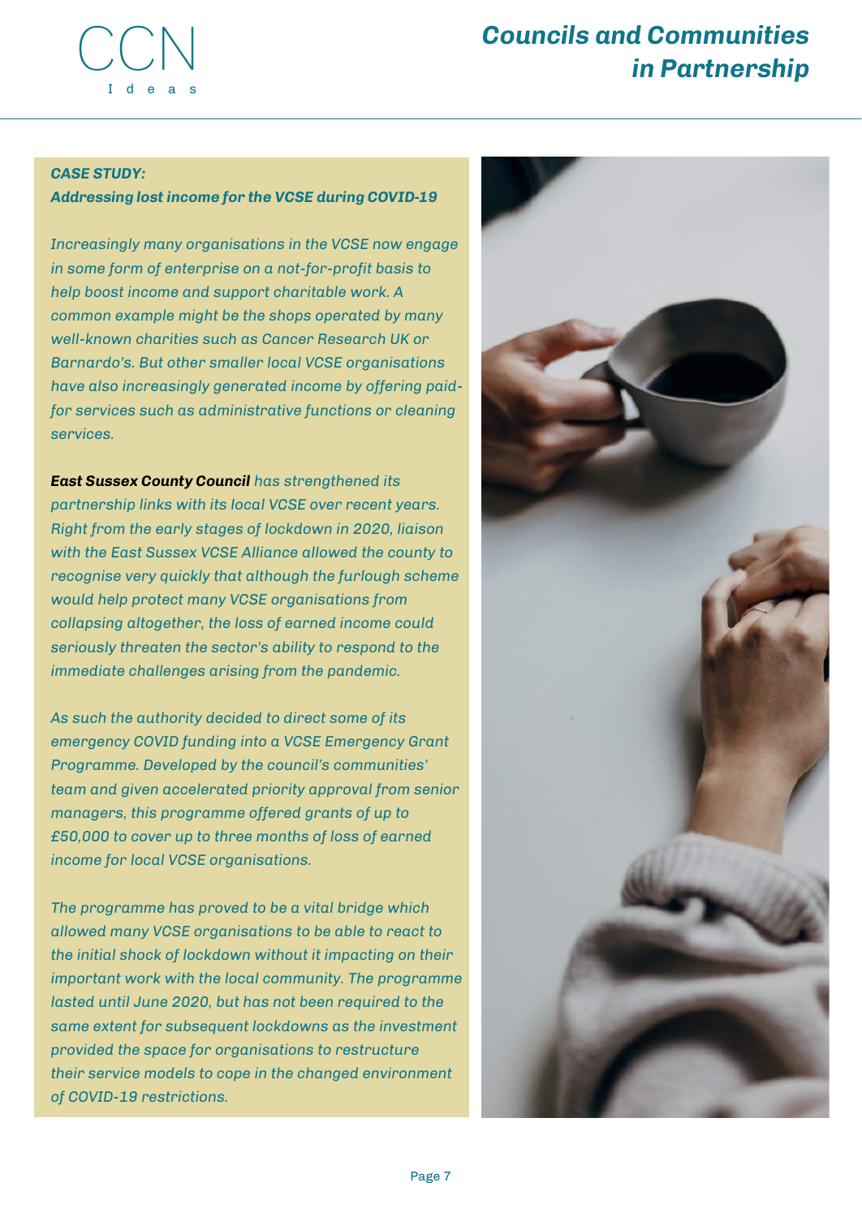***CASE STUDY:***
***Addressing lost income for the VCSE during COVID-19***

*Increasingly many organisations in the VCSE now engage in some form of enterprise on a not-for-profit basis to help boost income and support charitable work. A common example might be the shops operated by many well-known charities such as Cancer Research UK or Barnardo's. But other smaller local VCSE organisations have also increasingly generated income by offering paid-for services such as administrative functions or cleaning services.*

***East Sussex County Council*** *has strengthened its partnership links with its local VCSE over recent years. Right from the early stages of lockdown in 2020, liaison with the East Sussex VCSE Alliance allowed the county to recognise very quickly that although the furlough scheme would help protect many VCSE organisations from collapsing altogether, the loss of earned income could seriously threaten the sector's ability to respond to the immediate challenges arising from the pandemic.*

*As such the authority decided to direct some of its emergency COVID funding into a VCSE Emergency Grant Programme. Developed by the council's communities' team and given accelerated priority approval from senior managers, this programme offered grants of up to £50,000 to cover up to three months of loss of earned income for local VCSE organisations.*

*The programme has proved to be a vital bridge which allowed many VCSE organisations to be able to react to the initial shock of lockdown without it impacting on their important work with the local community. The programme lasted until June 2020, but has not been required to the same extent for subsequent lockdowns as the investment provided the space for organisations to restructure their service models to cope in the changed environment of COVID-19 restrictions.*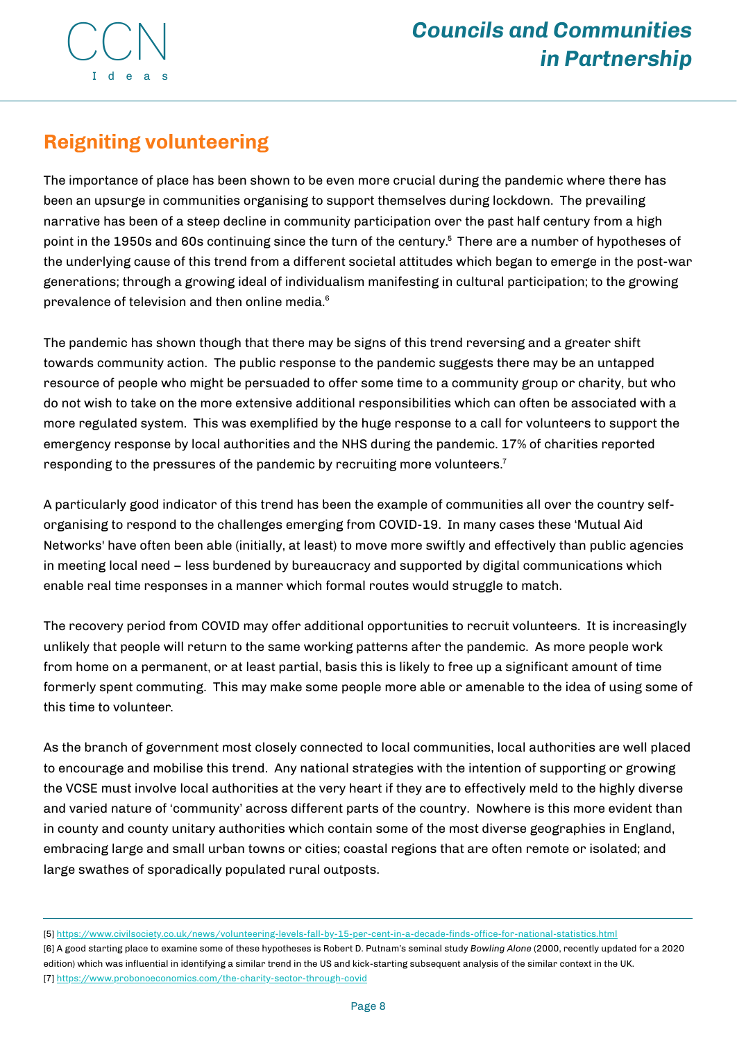## Reigniting volunteering

The importance of place has been shown to be even more crucial during the pandemic where there has been an upsurge in communities organising to support themselves during lockdown. The prevailing narrative has been of a steep decline in community participation over the past half century from a high point in the 1950s and 60s continuing since the turn of the century.[5] There are a number of hypotheses of the underlying cause of this trend from a different societal attitudes which began to emerge in the post-war generations; through a growing ideal of individualism manifesting in cultural participation; to the growing prevalence of television and then online media.[6]

The pandemic has shown though that there may be signs of this trend reversing and a greater shift towards community action. The public response to the pandemic suggests there may be an untapped resource of people who might be persuaded to offer some time to a community group or charity, but who do not wish to take on the more extensive additional responsibilities which can often be associated with a more regulated system. This was exemplified by the huge response to a call for volunteers to support the emergency response by local authorities and the NHS during the pandemic. 17% of charities reported responding to the pressures of the pandemic by recruiting more volunteers.[7]

A particularly good indicator of this trend has been the example of communities all over the country self-organising to respond to the challenges emerging from COVID-19. In many cases these 'Mutual Aid Networks' have often been able (initially, at least) to move more swiftly and effectively than public agencies in meeting local need – less burdened by bureaucracy and supported by digital communications which enable real time responses in a manner which formal routes would struggle to match.

The recovery period from COVID may offer additional opportunities to recruit volunteers. It is increasingly unlikely that people will return to the same working patterns after the pandemic. As more people work from home on a permanent, or at least partial, basis this is likely to free up a significant amount of time formerly spent commuting. This may make some people more able or amenable to the idea of using some of this time to volunteer.

As the branch of government most closely connected to local communities, local authorities are well placed to encourage and mobilise this trend. Any national strategies with the intention of supporting or growing the VCSE must involve local authorities at the very heart if they are to effectively meld to the highly diverse and varied nature of 'community' across different parts of the country. Nowhere is this more evident than in county and county unitary authorities which contain some of the most diverse geographies in England, embracing large and small urban towns or cities; coastal regions that are often remote or isolated; and large swathes of sporadically populated rural outposts.

---

[5] https://www.civilsociety.co.uk/news/volunteering-levels-fall-by-15-per-cent-in-a-decade-finds-office-for-national-statistics.html

[6] A good starting place to examine some of these hypotheses is Robert D. Putnam's seminal study *Bowling Alone* (2000, recently updated for a 2020 edition) which was influential in identifying a similar trend in the US and kick-starting subsequent analysis of the similar context in the UK.

[7] https://www.probonoeconomics.com/the-charity-sector-through-covid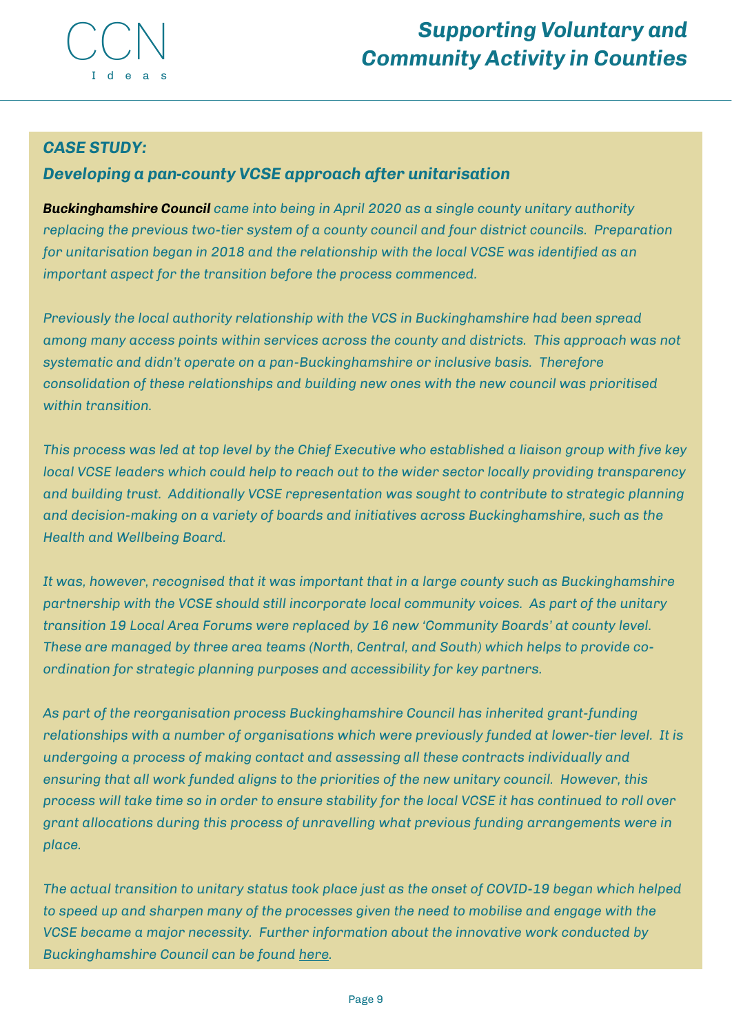***CASE STUDY:***

***Developing a pan-county VCSE approach after unitarisation***

***Buckinghamshire Council*** *came into being in April 2020 as a single county unitary authority replacing the previous two-tier system of a county council and four district councils. Preparation for unitarisation began in 2018 and the relationship with the local VCSE was identified as an important aspect for the transition before the process commenced.*

*Previously the local authority relationship with the VCS in Buckinghamshire had been spread among many access points within services across the county and districts. This approach was not systematic and didn't operate on a pan-Buckinghamshire or inclusive basis. Therefore consolidation of these relationships and building new ones with the new council was prioritised within transition.*

*This process was led at top level by the Chief Executive who established a liaison group with five key local VCSE leaders which could help to reach out to the wider sector locally providing transparency and building trust. Additionally VCSE representation was sought to contribute to strategic planning and decision-making on a variety of boards and initiatives across Buckinghamshire, such as the Health and Wellbeing Board.*

*It was, however, recognised that it was important that in a large county such as Buckinghamshire partnership with the VCSE should still incorporate local community voices. As part of the unitary transition 19 Local Area Forums were replaced by 16 new 'Community Boards' at county level. These are managed by three area teams (North, Central, and South) which helps to provide co-ordination for strategic planning purposes and accessibility for key partners.*

*As part of the reorganisation process Buckinghamshire Council has inherited grant-funding relationships with a number of organisations which were previously funded at lower-tier level. It is undergoing a process of making contact and assessing all these contracts individually and ensuring that all work funded aligns to the priorities of the new unitary council. However, this process will take time so in order to ensure stability for the local VCSE it has continued to roll over grant allocations during this process of unravelling what previous funding arrangements were in place.*

*The actual transition to unitary status took place just as the onset of COVID-19 began which helped to speed up and sharpen many of the processes given the need to mobilise and engage with the VCSE became a major necessity. Further information about the innovative work conducted by Buckinghamshire Council can be found here.*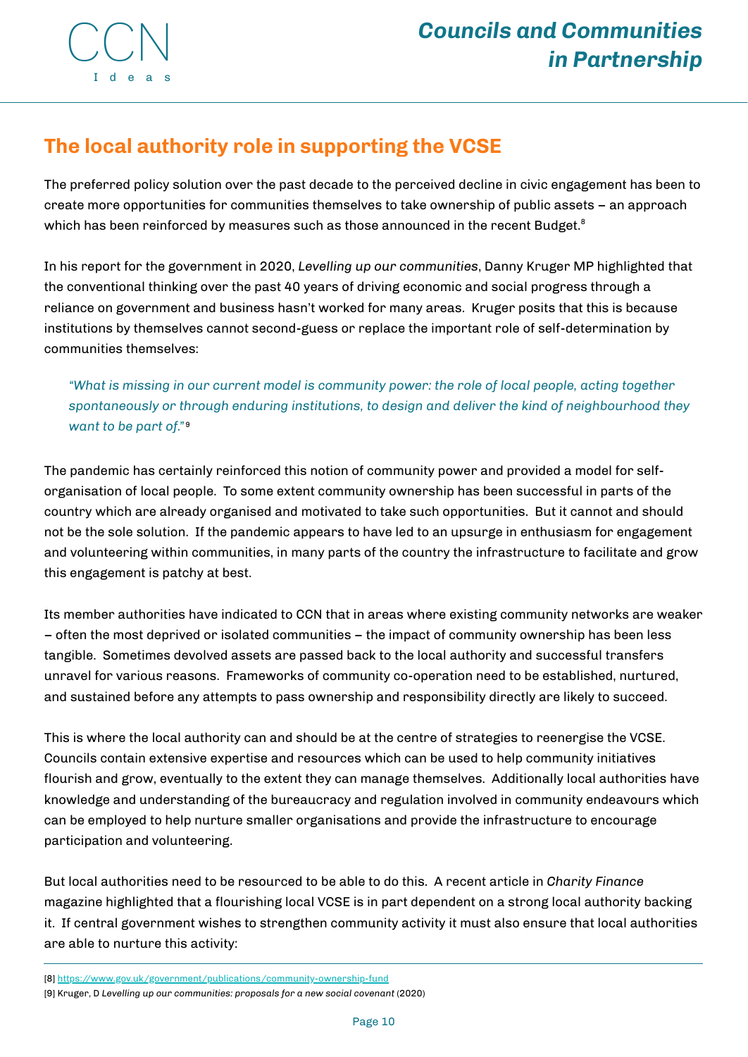## The local authority role in supporting the VCSE

The preferred policy solution over the past decade to the perceived decline in civic engagement has been to create more opportunities for communities themselves to take ownership of public assets – an approach which has been reinforced by measures such as those announced in the recent Budget.[8]

In his report for the government in 2020, *Levelling up our communities*, Danny Kruger MP highlighted that the conventional thinking over the past 40 years of driving economic and social progress through a reliance on government and business hasn't worked for many areas. Kruger posits that this is because institutions by themselves cannot second-guess or replace the important role of self-determination by communities themselves:

> *"What is missing in our current model is community power: the role of local people, acting together spontaneously or through enduring institutions, to design and deliver the kind of neighbourhood they want to be part of."*[9]

The pandemic has certainly reinforced this notion of community power and provided a model for self-organisation of local people. To some extent community ownership has been successful in parts of the country which are already organised and motivated to take such opportunities. But it cannot and should not be the sole solution. If the pandemic appears to have led to an upsurge in enthusiasm for engagement and volunteering within communities, in many parts of the country the infrastructure to facilitate and grow this engagement is patchy at best.

Its member authorities have indicated to CCN that in areas where existing community networks are weaker – often the most deprived or isolated communities – the impact of community ownership has been less tangible. Sometimes devolved assets are passed back to the local authority and successful transfers unravel for various reasons. Frameworks of community co-operation need to be established, nurtured, and sustained before any attempts to pass ownership and responsibility directly are likely to succeed.

This is where the local authority can and should be at the centre of strategies to reenergise the VCSE. Councils contain extensive expertise and resources which can be used to help community initiatives flourish and grow, eventually to the extent they can manage themselves. Additionally local authorities have knowledge and understanding of the bureaucracy and regulation involved in community endeavours which can be employed to help nurture smaller organisations and provide the infrastructure to encourage participation and volunteering.

But local authorities need to be resourced to be able to do this. A recent article in *Charity Finance* magazine highlighted that a flourishing local VCSE is in part dependent on a strong local authority backing it. If central government wishes to strengthen community activity it must also ensure that local authorities are able to nurture this activity:

---

[8] https://www.gov.uk/government/publications/community-ownership-fund

[9] Kruger, D *Levelling up our communities: proposals for a new social covenant* (2020)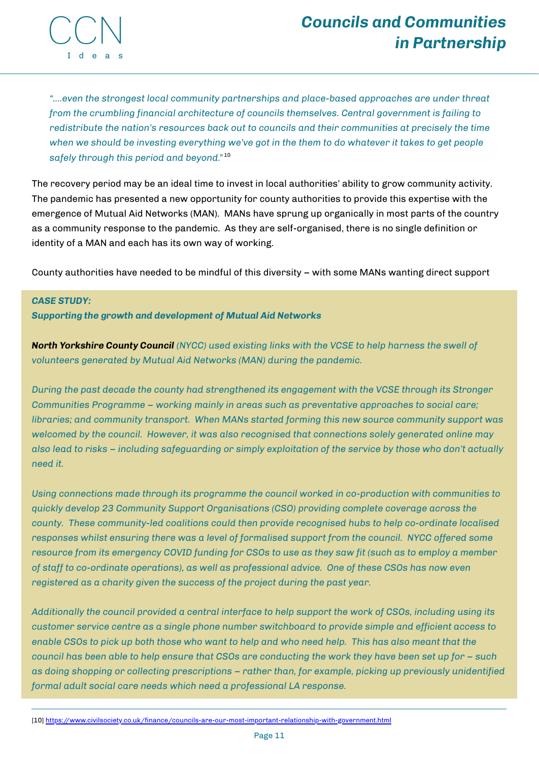*"….even the strongest local community partnerships and place-based approaches are under threat from the crumbling financial architecture of councils themselves. Central government is failing to redistribute the nation's resources back out to councils and their communities at precisely the time when we should be investing everything we've got in the them to do whatever it takes to get people safely through this period and beyond."* [10]

The recovery period may be an ideal time to invest in local authorities' ability to grow community activity. The pandemic has presented a new opportunity for county authorities to provide this expertise with the emergence of Mutual Aid Networks (MAN). MANs have sprung up organically in most parts of the country as a community response to the pandemic. As they are self-organised, there is no single definition or identity of a MAN and each has its own way of working.

County authorities have needed to be mindful of this diversity – with some MANs wanting direct support

***CASE STUDY:***
***Supporting the growth and development of Mutual Aid Networks***

***North Yorkshire County Council*** *(NYCC) used existing links with the VCSE to help harness the swell of volunteers generated by Mutual Aid Networks (MAN) during the pandemic.*

*During the past decade the county had strengthened its engagement with the VCSE through its Stronger Communities Programme – working mainly in areas such as preventative approaches to social care; libraries; and community transport. When MANs started forming this new source community support was welcomed by the council. However, it was also recognised that connections solely generated online may also lead to risks – including safeguarding or simply exploitation of the service by those who don't actually need it.*

*Using connections made through its programme the council worked in co-production with communities to quickly develop 23 Community Support Organisations (CSO) providing complete coverage across the county. These community-led coalitions could then provide recognised hubs to help co-ordinate localised responses whilst ensuring there was a level of formalised support from the council. NYCC offered some resource from its emergency COVID funding for CSOs to use as they saw fit (such as to employ a member of staff to co-ordinate operations), as well as professional advice. One of these CSOs has now even registered as a charity given the success of the project during the past year.*

*Additionally the council provided a central interface to help support the work of CSOs, including using its customer service centre as a single phone number switchboard to provide simple and efficient access to enable CSOs to pick up both those who want to help and who need help. This has also meant that the council has been able to help ensure that CSOs are conducting the work they have been set up for – such as doing shopping or collecting prescriptions – rather than, for example, picking up previously unidentified formal adult social care needs which need a professional LA response.*

[10] https://www.civilsociety.co.uk/finance/councils-are-our-most-important-relationship-with-government.html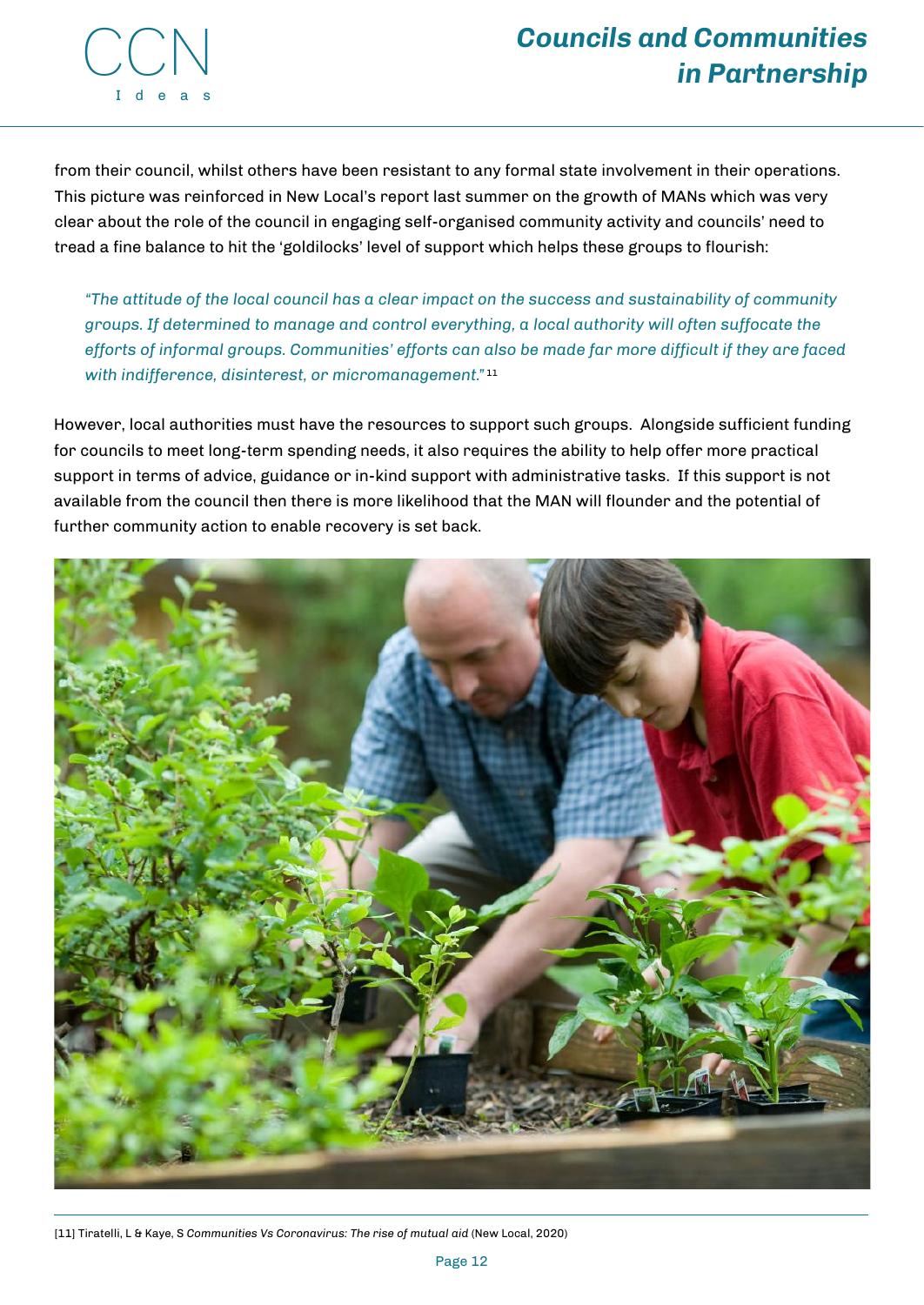from their council, whilst others have been resistant to any formal state involvement in their operations. This picture was reinforced in New Local's report last summer on the growth of MANs which was very clear about the role of the council in engaging self-organised community activity and councils' need to tread a fine balance to hit the 'goldilocks' level of support which helps these groups to flourish:

> *"The attitude of the local council has a clear impact on the success and sustainability of community groups. If determined to manage and control everything, a local authority will often suffocate the efforts of informal groups. Communities' efforts can also be made far more difficult if they are faced with indifference, disinterest, or micromanagement."* [11]

However, local authorities must have the resources to support such groups. Alongside sufficient funding for councils to meet long-term spending needs, it also requires the ability to help offer more practical support in terms of advice, guidance or in-kind support with administrative tasks. If this support is not available from the council then there is more likelihood that the MAN will flounder and the potential of further community action to enable recovery is set back.

[11] Tiratelli, L & Kaye, S *Communities Vs Coronavirus: The rise of mutual aid* (New Local, 2020)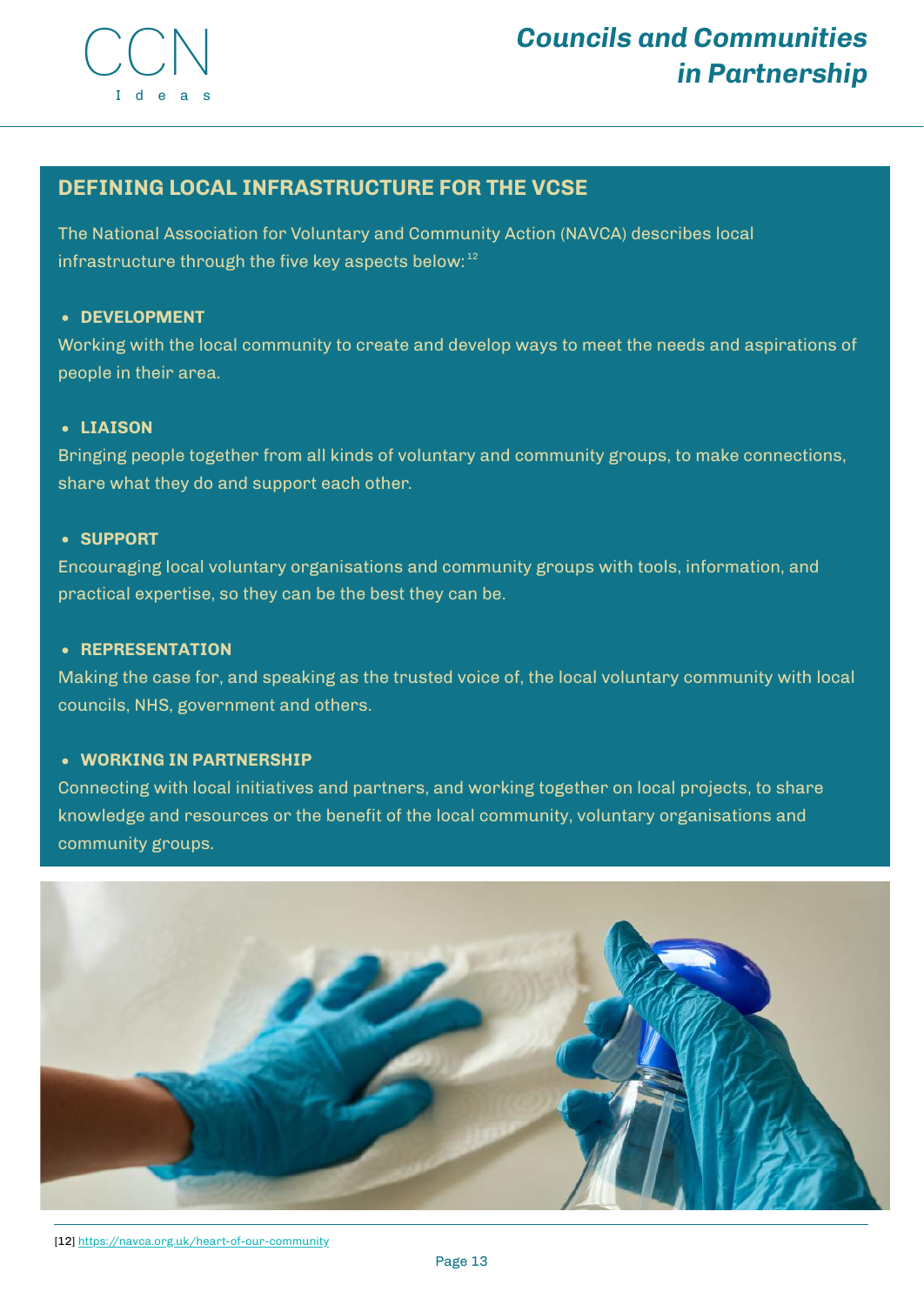## DEFINING LOCAL INFRASTRUCTURE FOR THE VCSE

The National Association for Voluntary and Community Action (NAVCA) describes local infrastructure through the five key aspects below:[12]

- **DEVELOPMENT**

Working with the local community to create and develop ways to meet the needs and aspirations of people in their area.

- **LIAISON**

Bringing people together from all kinds of voluntary and community groups, to make connections, share what they do and support each other.

- **SUPPORT**

Encouraging local voluntary organisations and community groups with tools, information, and practical expertise, so they can be the best they can be.

- **REPRESENTATION**

Making the case for, and speaking as the trusted voice of, the local voluntary community with local councils, NHS, government and others.

- **WORKING IN PARTNERSHIP**

Connecting with local initiatives and partners, and working together on local projects, to share knowledge and resources or the benefit of the local community, voluntary organisations and community groups.

[12] https://navca.org.uk/heart-of-our-community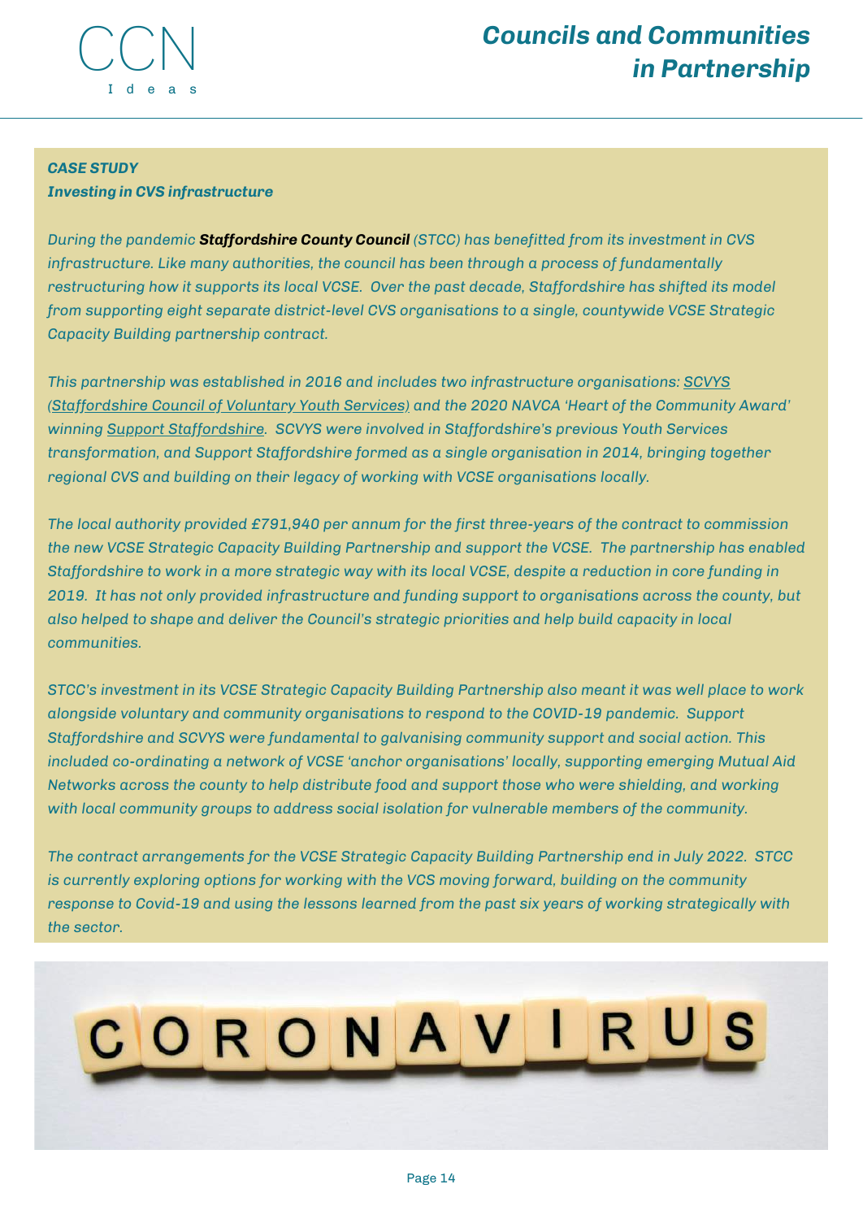***CASE STUDY***
***Investing in CVS infrastructure***

*During the pandemic* ***Staffordshire County Council*** *(STCC) has benefitted from its investment in CVS infrastructure. Like many authorities, the council has been through a process of fundamentally restructuring how it supports its local VCSE. Over the past decade, Staffordshire has shifted its model from supporting eight separate district-level CVS organisations to a single, countywide VCSE Strategic Capacity Building partnership contract.*

*This partnership was established in 2016 and includes two infrastructure organisations: SCVYS (Staffordshire Council of Voluntary Youth Services) and the 2020 NAVCA 'Heart of the Community Award' winning Support Staffordshire. SCVYS were involved in Staffordshire's previous Youth Services transformation, and Support Staffordshire formed as a single organisation in 2014, bringing together regional CVS and building on their legacy of working with VCSE organisations locally.*

*The local authority provided £791,940 per annum for the first three-years of the contract to commission the new VCSE Strategic Capacity Building Partnership and support the VCSE. The partnership has enabled Staffordshire to work in a more strategic way with its local VCSE, despite a reduction in core funding in 2019. It has not only provided infrastructure and funding support to organisations across the county, but also helped to shape and deliver the Council's strategic priorities and help build capacity in local communities.*

*STCC's investment in its VCSE Strategic Capacity Building Partnership also meant it was well place to work alongside voluntary and community organisations to respond to the COVID-19 pandemic. Support Staffordshire and SCVYS were fundamental to galvanising community support and social action. This included co-ordinating a network of VCSE 'anchor organisations' locally, supporting emerging Mutual Aid Networks across the county to help distribute food and support those who were shielding, and working with local community groups to address social isolation for vulnerable members of the community.*

*The contract arrangements for the VCSE Strategic Capacity Building Partnership end in July 2022. STCC is currently exploring options for working with the VCS moving forward, building on the community response to Covid-19 and using the lessons learned from the past six years of working strategically with the sector.*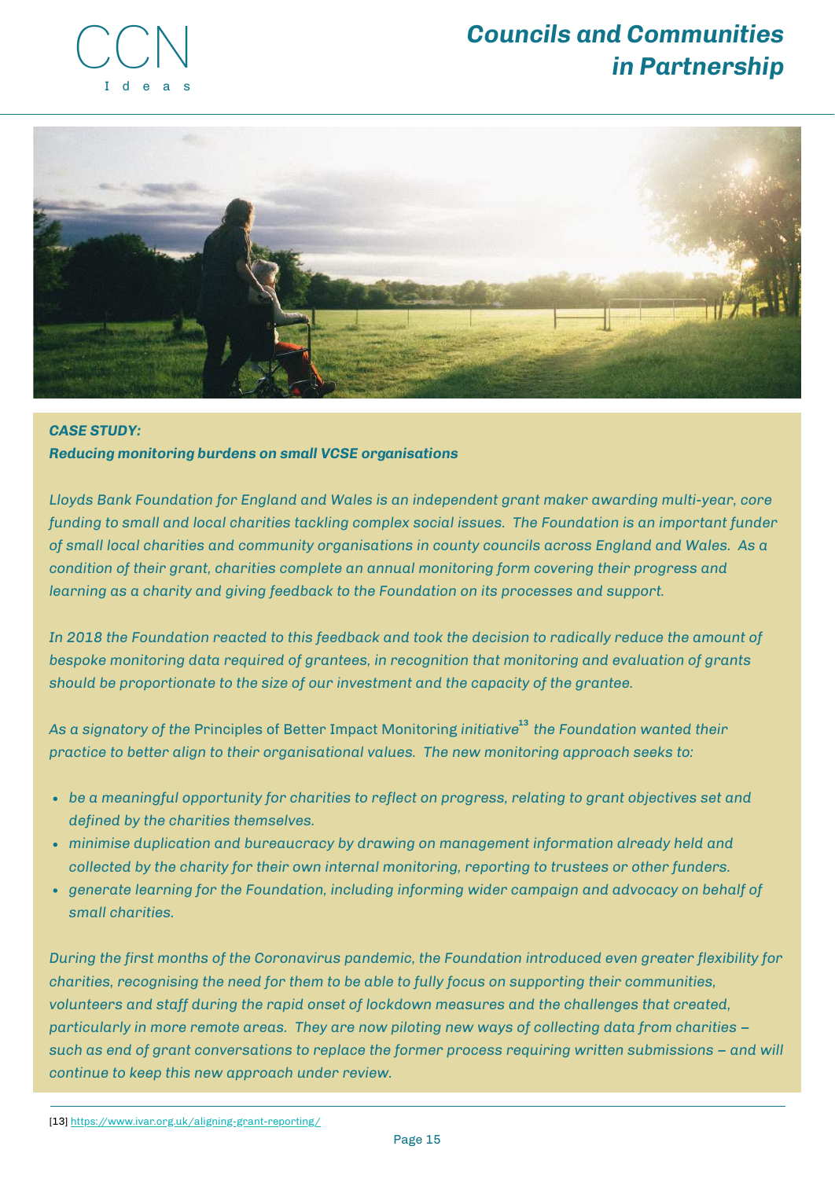***CASE STUDY:***
***Reducing monitoring burdens on small VCSE organisations***

*Lloyds Bank Foundation for England and Wales is an independent grant maker awarding multi-year, core funding to small and local charities tackling complex social issues. The Foundation is an important funder of small local charities and community organisations in county councils across England and Wales. As a condition of their grant, charities complete an annual monitoring form covering their progress and learning as a charity and giving feedback to the Foundation on its processes and support.*

*In 2018 the Foundation reacted to this feedback and took the decision to radically reduce the amount of bespoke monitoring data required of grantees, in recognition that monitoring and evaluation of grants should be proportionate to the size of our investment and the capacity of the grantee.*

*As a signatory of the* Principles of Better Impact Monitoring *initiative*[13] *the Foundation wanted their practice to better align to their organisational values. The new monitoring approach seeks to:*

- *be a meaningful opportunity for charities to reflect on progress, relating to grant objectives set and defined by the charities themselves.*
- *minimise duplication and bureaucracy by drawing on management information already held and collected by the charity for their own internal monitoring, reporting to trustees or other funders.*
- *generate learning for the Foundation, including informing wider campaign and advocacy on behalf of small charities.*

*During the first months of the Coronavirus pandemic, the Foundation introduced even greater flexibility for charities, recognising the need for them to be able to fully focus on supporting their communities, volunteers and staff during the rapid onset of lockdown measures and the challenges that created, particularly in more remote areas. They are now piloting new ways of collecting data from charities – such as end of grant conversations to replace the former process requiring written submissions – and will continue to keep this new approach under review.*

[13] https://www.ivar.org.uk/aligning-grant-reporting/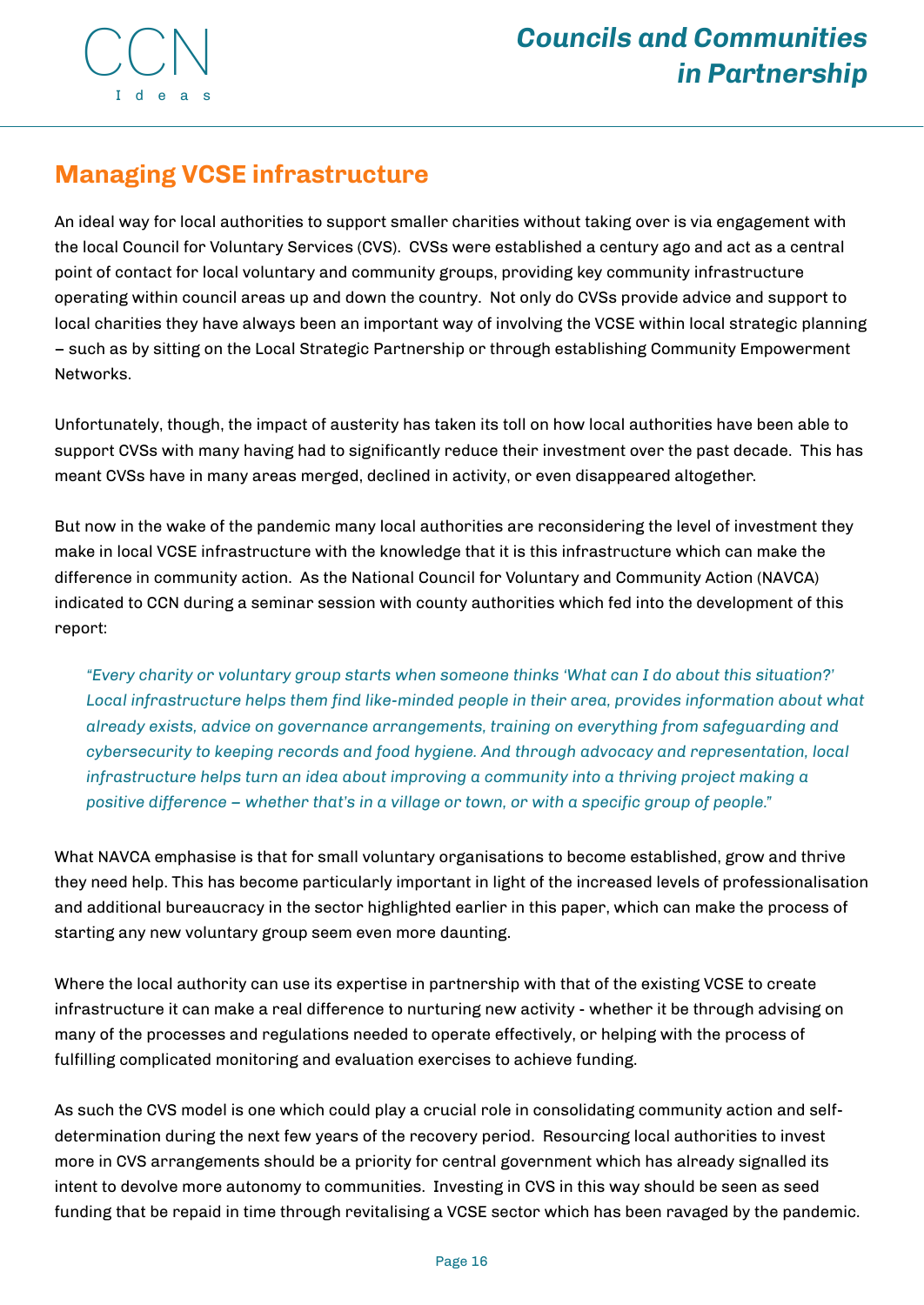## Managing VCSE infrastructure

An ideal way for local authorities to support smaller charities without taking over is via engagement with the local Council for Voluntary Services (CVS). CVSs were established a century ago and act as a central point of contact for local voluntary and community groups, providing key community infrastructure operating within council areas up and down the country. Not only do CVSs provide advice and support to local charities they have always been an important way of involving the VCSE within local strategic planning – such as by sitting on the Local Strategic Partnership or through establishing Community Empowerment Networks.

Unfortunately, though, the impact of austerity has taken its toll on how local authorities have been able to support CVSs with many having had to significantly reduce their investment over the past decade. This has meant CVSs have in many areas merged, declined in activity, or even disappeared altogether.

But now in the wake of the pandemic many local authorities are reconsidering the level of investment they make in local VCSE infrastructure with the knowledge that it is this infrastructure which can make the difference in community action. As the National Council for Voluntary and Community Action (NAVCA) indicated to CCN during a seminar session with county authorities which fed into the development of this report:

> *"Every charity or voluntary group starts when someone thinks 'What can I do about this situation?' Local infrastructure helps them find like-minded people in their area, provides information about what already exists, advice on governance arrangements, training on everything from safeguarding and cybersecurity to keeping records and food hygiene. And through advocacy and representation, local infrastructure helps turn an idea about improving a community into a thriving project making a positive difference – whether that's in a village or town, or with a specific group of people."*

What NAVCA emphasise is that for small voluntary organisations to become established, grow and thrive they need help. This has become particularly important in light of the increased levels of professionalisation and additional bureaucracy in the sector highlighted earlier in this paper, which can make the process of starting any new voluntary group seem even more daunting.

Where the local authority can use its expertise in partnership with that of the existing VCSE to create infrastructure it can make a real difference to nurturing new activity - whether it be through advising on many of the processes and regulations needed to operate effectively, or helping with the process of fulfilling complicated monitoring and evaluation exercises to achieve funding.

As such the CVS model is one which could play a crucial role in consolidating community action and self-determination during the next few years of the recovery period. Resourcing local authorities to invest more in CVS arrangements should be a priority for central government which has already signalled its intent to devolve more autonomy to communities. Investing in CVS in this way should be seen as seed funding that be repaid in time through revitalising a VCSE sector which has been ravaged by the pandemic.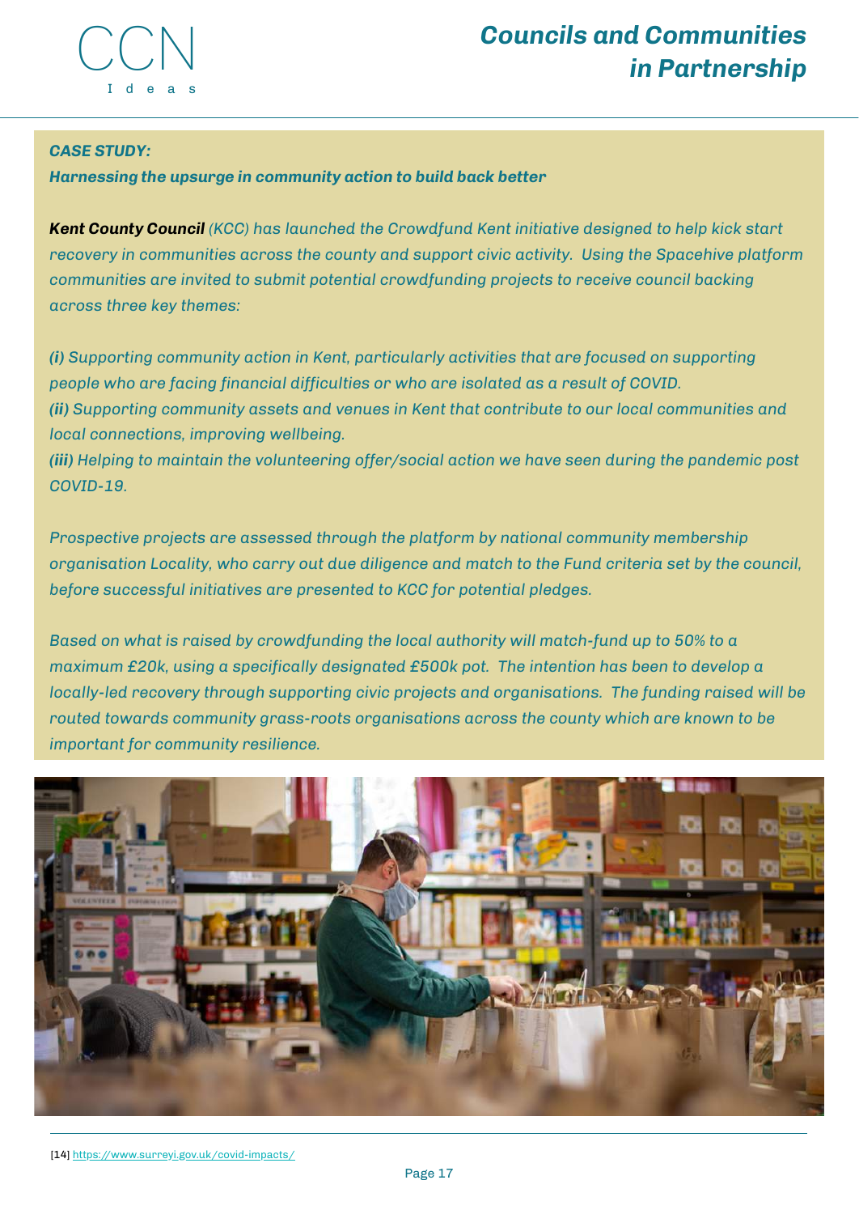***CASE STUDY:***

***Harnessing the upsurge in community action to build back better***

***Kent County Council*** *(KCC) has launched the Crowdfund Kent initiative designed to help kick start recovery in communities across the county and support civic activity. Using the Spacehive platform communities are invited to submit potential crowdfunding projects to receive council backing across three key themes:*

***(i)*** *Supporting community action in Kent, particularly activities that are focused on supporting people who are facing financial difficulties or who are isolated as a result of COVID.*
***(ii)*** *Supporting community assets and venues in Kent that contribute to our local communities and local connections, improving wellbeing.*
***(iii)*** *Helping to maintain the volunteering offer/social action we have seen during the pandemic post COVID-19.*

*Prospective projects are assessed through the platform by national community membership organisation Locality, who carry out due diligence and match to the Fund criteria set by the council, before successful initiatives are presented to KCC for potential pledges.*

*Based on what is raised by crowdfunding the local authority will match-fund up to 50% to a maximum £20k, using a specifically designated £500k pot. The intention has been to develop a locally-led recovery through supporting civic projects and organisations. The funding raised will be routed towards community grass-roots organisations across the county which are known to be important for community resilience.*

[14] https://www.surreyi.gov.uk/covid-impacts/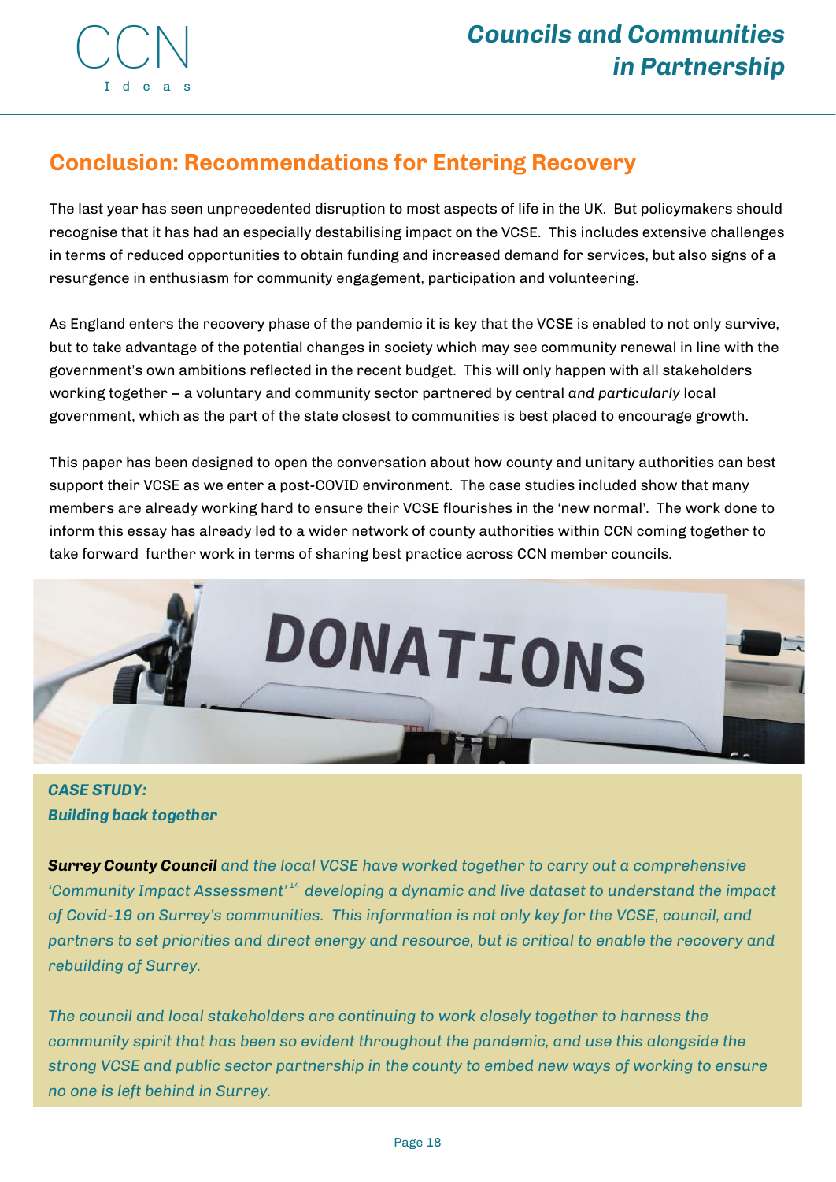## Conclusion: Recommendations for Entering Recovery

The last year has seen unprecedented disruption to most aspects of life in the UK. But policymakers should recognise that it has had an especially destabilising impact on the VCSE. This includes extensive challenges in terms of reduced opportunities to obtain funding and increased demand for services, but also signs of a resurgence in enthusiasm for community engagement, participation and volunteering.

As England enters the recovery phase of the pandemic it is key that the VCSE is enabled to not only survive, but to take advantage of the potential changes in society which may see community renewal in line with the government's own ambitions reflected in the recent budget. This will only happen with all stakeholders working together – a voluntary and community sector partnered by central *and particularly* local government, which as the part of the state closest to communities is best placed to encourage growth.

This paper has been designed to open the conversation about how county and unitary authorities can best support their VCSE as we enter a post-COVID environment. The case studies included show that many members are already working hard to ensure their VCSE flourishes in the 'new normal'. The work done to inform this essay has already led to a wider network of county authorities within CCN coming together to take forward further work in terms of sharing best practice across CCN member councils.

***CASE STUDY:***
***Building back together***

***Surrey County Council*** *and the local VCSE have worked together to carry out a comprehensive 'Community Impact Assessment'*[14] *developing a dynamic and live dataset to understand the impact of Covid-19 on Surrey's communities. This information is not only key for the VCSE, council, and partners to set priorities and direct energy and resource, but is critical to enable the recovery and rebuilding of Surrey.*

*The council and local stakeholders are continuing to work closely together to harness the community spirit that has been so evident throughout the pandemic, and use this alongside the strong VCSE and public sector partnership in the county to embed new ways of working to ensure no one is left behind in Surrey.*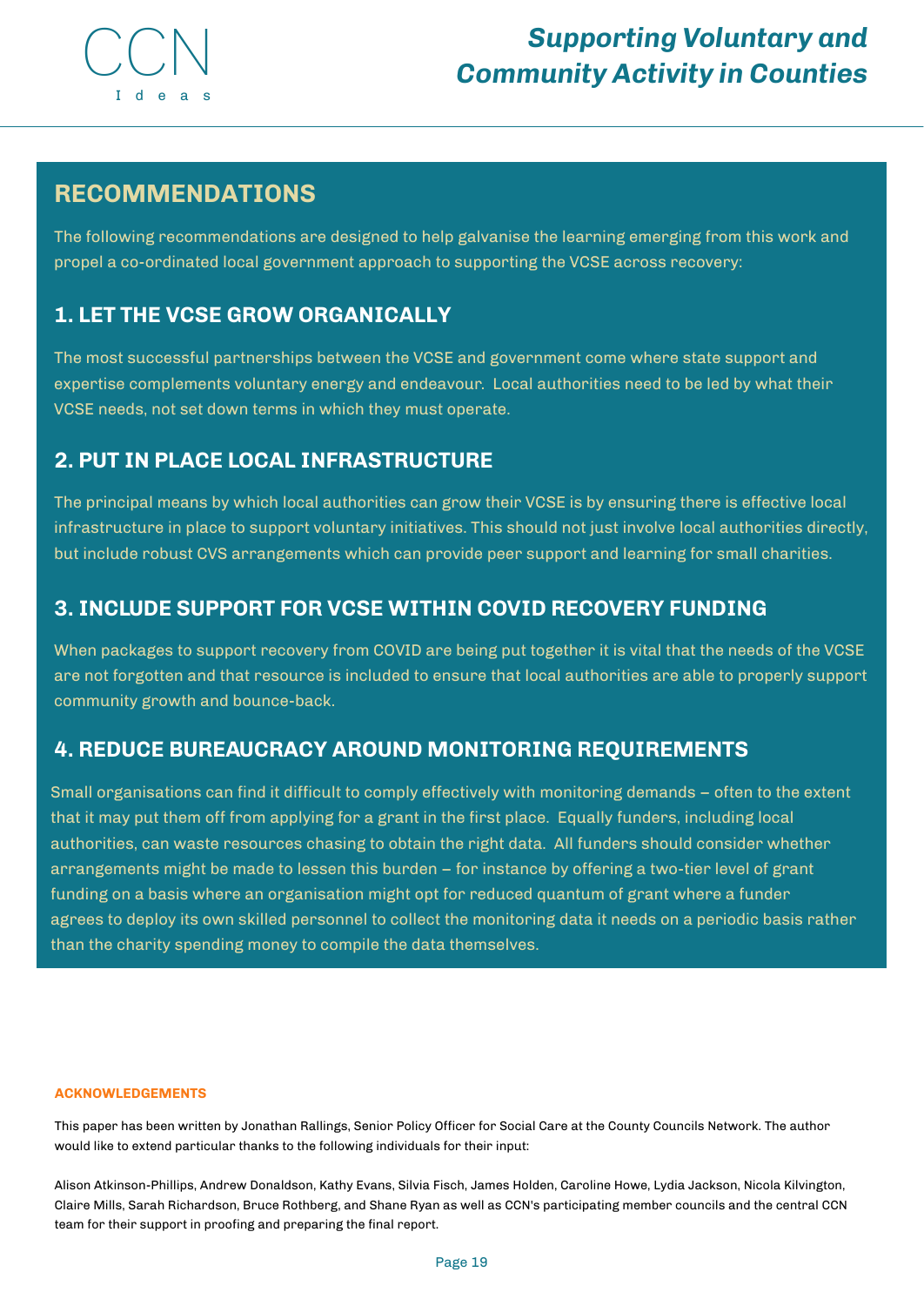## RECOMMENDATIONS

The following recommendations are designed to help galvanise the learning emerging from this work and propel a co-ordinated local government approach to supporting the VCSE across recovery:

### 1. LET THE VCSE GROW ORGANICALLY

The most successful partnerships between the VCSE and government come where state support and expertise complements voluntary energy and endeavour. Local authorities need to be led by what their VCSE needs, not set down terms in which they must operate.

### 2. PUT IN PLACE LOCAL INFRASTRUCTURE

The principal means by which local authorities can grow their VCSE is by ensuring there is effective local infrastructure in place to support voluntary initiatives. This should not just involve local authorities directly, but include robust CVS arrangements which can provide peer support and learning for small charities.

### 3. INCLUDE SUPPORT FOR VCSE WITHIN COVID RECOVERY FUNDING

When packages to support recovery from COVID are being put together it is vital that the needs of the VCSE are not forgotten and that resource is included to ensure that local authorities are able to properly support community growth and bounce-back.

### 4. REDUCE BUREAUCRACY AROUND MONITORING REQUIREMENTS

Small organisations can find it difficult to comply effectively with monitoring demands – often to the extent that it may put them off from applying for a grant in the first place. Equally funders, including local authorities, can waste resources chasing to obtain the right data. All funders should consider whether arrangements might be made to lessen this burden – for instance by offering a two-tier level of grant funding on a basis where an organisation might opt for reduced quantum of grant where a funder agrees to deploy its own skilled personnel to collect the monitoring data it needs on a periodic basis rather than the charity spending money to compile the data themselves.

#### ACKNOWLEDGEMENTS

This paper has been written by Jonathan Rallings, Senior Policy Officer for Social Care at the County Councils Network. The author would like to extend particular thanks to the following individuals for their input:

Alison Atkinson-Phillips, Andrew Donaldson, Kathy Evans, Silvia Fisch, James Holden, Caroline Howe, Lydia Jackson, Nicola Kilvington, Claire Mills, Sarah Richardson, Bruce Rothberg, and Shane Ryan as well as CCN's participating member councils and the central CCN team for their support in proofing and preparing the final report.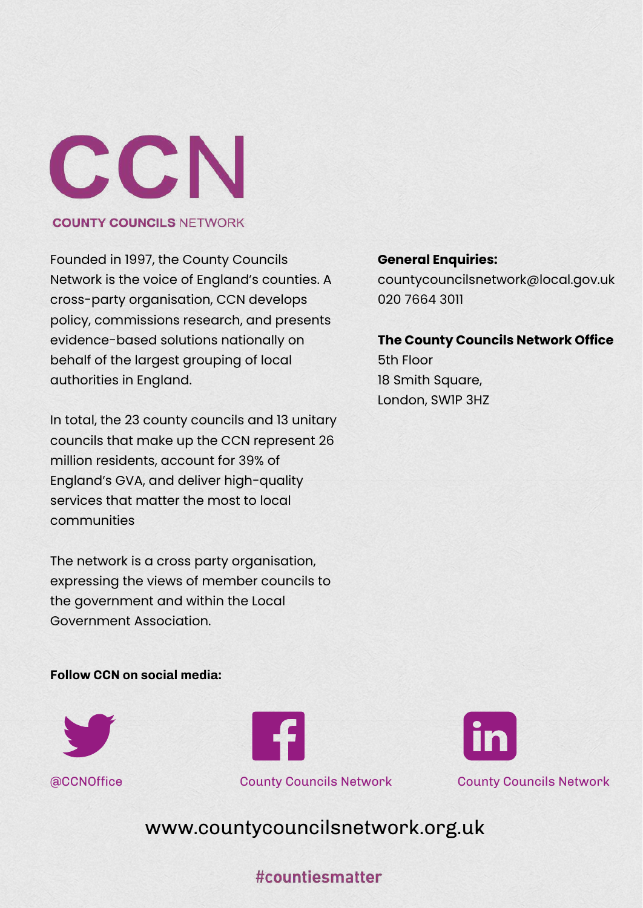# CCN

**COUNTY COUNCILS NETWORK**

Founded in 1997, the County Councils Network is the voice of England's counties. A cross-party organisation, CCN develops policy, commissions research, and presents evidence-based solutions nationally on behalf of the largest grouping of local authorities in England.

In total, the 23 county councils and 13 unitary councils that make up the CCN represent 26 million residents, account for 39% of England's GVA, and deliver high-quality services that matter the most to local communities

The network is a cross party organisation, expressing the views of member councils to the government and within the Local Government Association.

**General Enquiries:**
countycouncilsnetwork@local.gov.uk
020 7664 3011

**The County Councils Network Office**
5th Floor
18 Smith Square,
London, SW1P 3HZ

**Follow CCN on social media:**

@CCNOffice

County Councils Network

County Councils Network

www.countycouncilsnetwork.org.uk

#countiesmatter